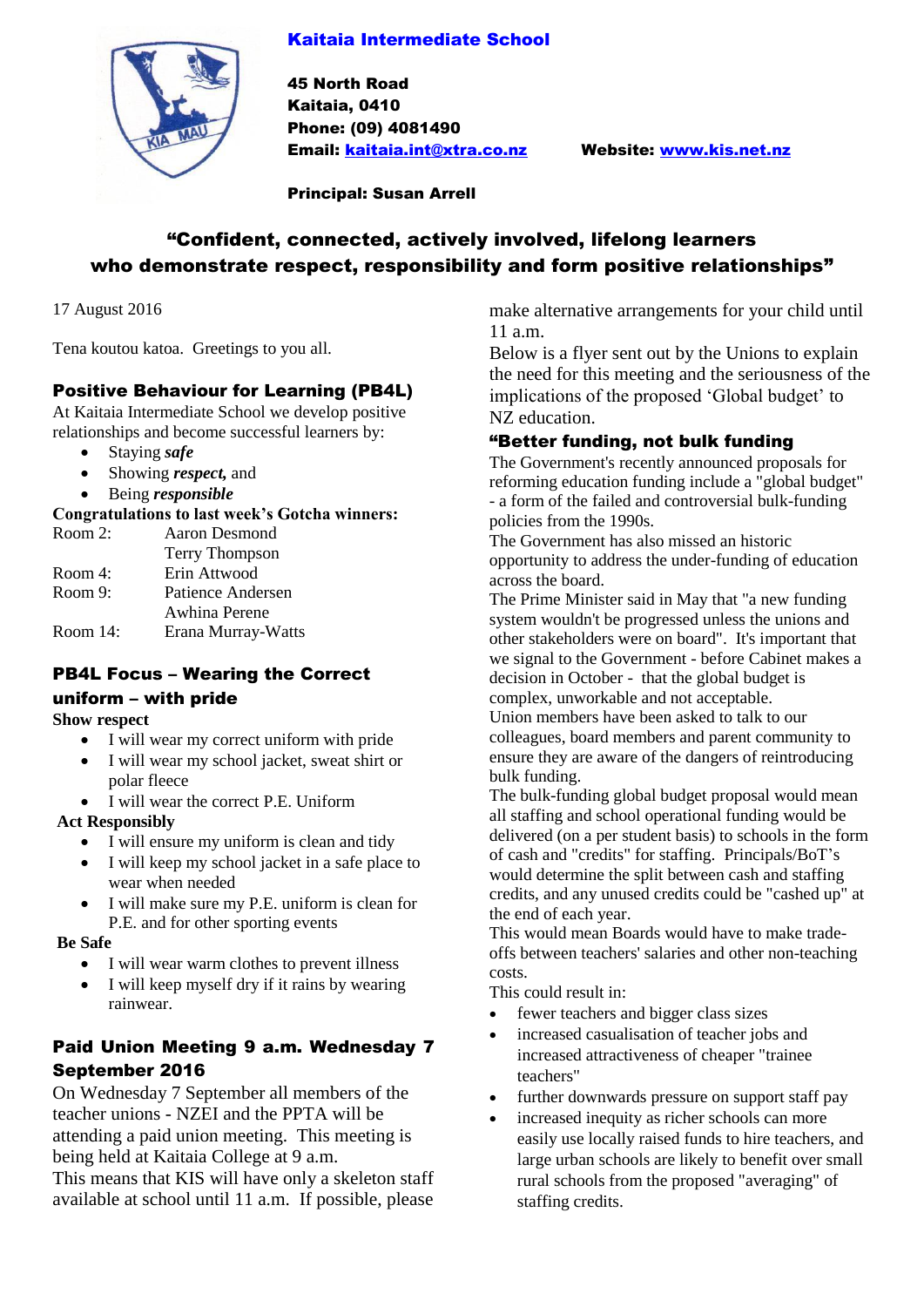# Kaitaia Intermediate School

**45 North Road**
**Kaitaia, 0410**
**Phone: (09) 4081490**
**Email: kaitaia.int@xtra.co.nz** **Website: www.kis.net.nz**

**Principal: Susan Arrell**

## "Confident, connected, actively involved, lifelong learners who demonstrate respect, responsibility and form positive relationships"

17 August 2016

Tena koutou katoa. Greetings to you all.

### Positive Behaviour for Learning (PB4L)

At Kaitaia Intermediate School we develop positive relationships and become successful learners by:

- Staying ***safe***
- Showing ***respect,*** and
- Being ***responsible***

**Congratulations to last week's Gotcha winners:**

| | |
|---|---|
| Room 2: | Aaron Desmond |
| | Terry Thompson |
| Room 4: | Erin Attwood |
| Room 9: | Patience Andersen |
| | Awhina Perene |
| Room 14: | Erana Murray-Watts |

### PB4L Focus – Wearing the Correct uniform – with pride

**Show respect**

- I will wear my correct uniform with pride
- I will wear my school jacket, sweat shirt or polar fleece
- I will wear the correct P.E. Uniform

**Act Responsibly**

- I will ensure my uniform is clean and tidy
- I will keep my school jacket in a safe place to wear when needed
- I will make sure my P.E. uniform is clean for P.E. and for other sporting events

**Be Safe**

- I will wear warm clothes to prevent illness
- I will keep myself dry if it rains by wearing rainwear.

### Paid Union Meeting 9 a.m. Wednesday 7 September 2016

On Wednesday 7 September all members of the teacher unions - NZEI and the PPTA will be attending a paid union meeting. This meeting is being held at Kaitaia College at 9 a.m.

This means that KIS will have only a skeleton staff available at school until 11 a.m. If possible, please make alternative arrangements for your child until 11 a.m.

Below is a flyer sent out by the Unions to explain the need for this meeting and the seriousness of the implications of the proposed 'Global budget' to NZ education.

### "Better funding, not bulk funding

The Government's recently announced proposals for reforming education funding include a "global budget" - a form of the failed and controversial bulk-funding policies from the 1990s.

The Government has also missed an historic opportunity to address the under-funding of education across the board.

The Prime Minister said in May that "a new funding system wouldn't be progressed unless the unions and other stakeholders were on board". It's important that we signal to the Government - before Cabinet makes a decision in October - that the global budget is complex, unworkable and not acceptable.

Union members have been asked to talk to our colleagues, board members and parent community to ensure they are aware of the dangers of reintroducing bulk funding.

The bulk-funding global budget proposal would mean all staffing and school operational funding would be delivered (on a per student basis) to schools in the form of cash and "credits" for staffing. Principals/BoT's would determine the split between cash and staffing credits, and any unused credits could be "cashed up" at the end of each year.

This would mean Boards would have to make trade-offs between teachers' salaries and other non-teaching costs.

This could result in:

- fewer teachers and bigger class sizes
- increased casualisation of teacher jobs and increased attractiveness of cheaper "trainee teachers"
- further downwards pressure on support staff pay
- increased inequity as richer schools can more easily use locally raised funds to hire teachers, and large urban schools are likely to benefit over small rural schools from the proposed "averaging" of staffing credits.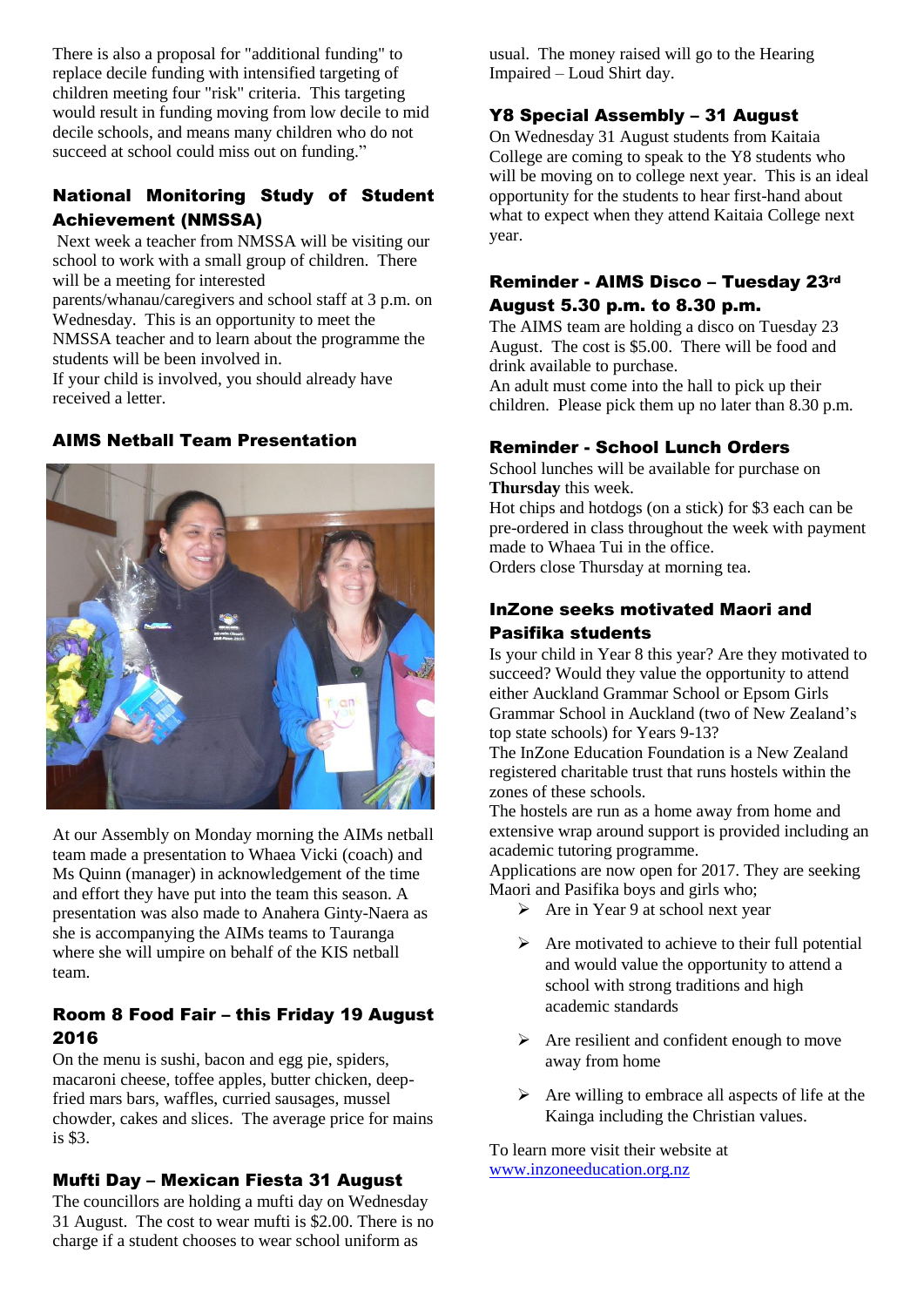There is also a proposal for "additional funding" to replace decile funding with intensified targeting of children meeting four "risk" criteria. This targeting would result in funding moving from low decile to mid decile schools, and means many children who do not succeed at school could miss out on funding."

## National Monitoring Study of Student Achievement (NMSSA)

Next week a teacher from NMSSA will be visiting our school to work with a small group of children. There will be a meeting for interested parents/whanau/caregivers and school staff at 3 p.m. on Wednesday. This is an opportunity to meet the NMSSA teacher and to learn about the programme the students will be been involved in.
If your child is involved, you should already have received a letter.

## AIMS Netball Team Presentation

At our Assembly on Monday morning the AIMs netball team made a presentation to Whaea Vicki (coach) and Ms Quinn (manager) in acknowledgement of the time and effort they have put into the team this season. A presentation was also made to Anahera Ginty-Naera as she is accompanying the AIMs teams to Tauranga where she will umpire on behalf of the KIS netball team.

## Room 8 Food Fair – this Friday 19 August 2016

On the menu is sushi, bacon and egg pie, spiders, macaroni cheese, toffee apples, butter chicken, deep-fried mars bars, waffles, curried sausages, mussel chowder, cakes and slices. The average price for mains is $3.

## Mufti Day – Mexican Fiesta 31 August

The councillors are holding a mufti day on Wednesday 31 August. The cost to wear mufti is $2.00. There is no charge if a student chooses to wear school uniform as usual. The money raised will go to the Hearing Impaired – Loud Shirt day.

## Y8 Special Assembly – 31 August

On Wednesday 31 August students from Kaitaia College are coming to speak to the Y8 students who will be moving on to college next year. This is an ideal opportunity for the students to hear first-hand about what to expect when they attend Kaitaia College next year.

## Reminder - AIMS Disco – Tuesday 23rd August 5.30 p.m. to 8.30 p.m.

The AIMS team are holding a disco on Tuesday 23 August. The cost is $5.00. There will be food and drink available to purchase.
An adult must come into the hall to pick up their children. Please pick them up no later than 8.30 p.m.

## Reminder - School Lunch Orders

School lunches will be available for purchase on **Thursday** this week.
Hot chips and hotdogs (on a stick) for $3 each can be pre-ordered in class throughout the week with payment made to Whaea Tui in the office.
Orders close Thursday at morning tea.

## InZone seeks motivated Maori and Pasifika students

Is your child in Year 8 this year? Are they motivated to succeed? Would they value the opportunity to attend either Auckland Grammar School or Epsom Girls Grammar School in Auckland (two of New Zealand's top state schools) for Years 9-13?
The InZone Education Foundation is a New Zealand registered charitable trust that runs hostels within the zones of these schools.
The hostels are run as a home away from home and extensive wrap around support is provided including an academic tutoring programme.
Applications are now open for 2017. They are seeking Maori and Pasifika boys and girls who;

- Are in Year 9 at school next year
- Are motivated to achieve to their full potential and would value the opportunity to attend a school with strong traditions and high academic standards
- Are resilient and confident enough to move away from home
- Are willing to embrace all aspects of life at the Kainga including the Christian values.

To learn more visit their website at www.inzoneeducation.org.nz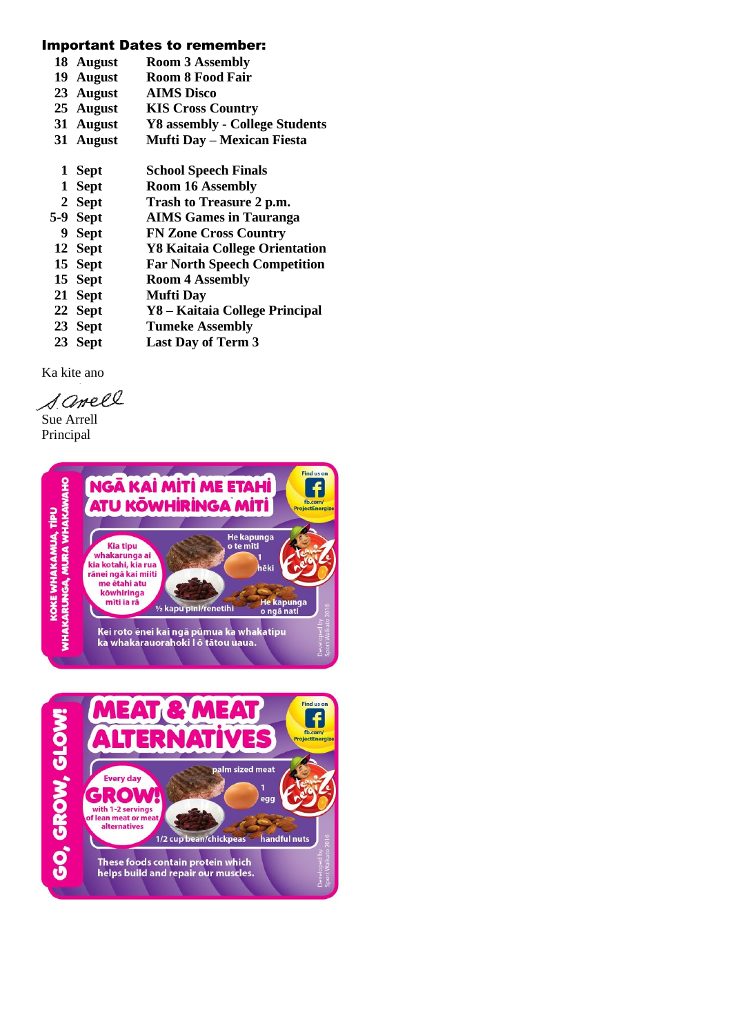### Important Dates to remember:

| | |
|---|---|
| **18 August** | **Room 3 Assembly** |
| **19 August** | **Room 8 Food Fair** |
| **23 August** | **AIMS Disco** |
| **25 August** | **KIS Cross Country** |
| **31 August** | **Y8 assembly - College Students** |
| **31 August** | **Mufti Day – Mexican Fiesta** |
| **1 Sept** | **School Speech Finals** |
| **1 Sept** | **Room 16 Assembly** |
| **2 Sept** | **Trash to Treasure 2 p.m.** |
| **5-9 Sept** | **AIMS Games in Tauranga** |
| **9 Sept** | **FN Zone Cross Country** |
| **12 Sept** | **Y8 Kaitaia College Orientation** |
| **15 Sept** | **Far North Speech Competition** |
| **15 Sept** | **Room 4 Assembly** |
| **21 Sept** | **Mufti Day** |
| **22 Sept** | **Y8 – Kaitaia College Principal** |
| **23 Sept** | **Tumeke Assembly** |
| **23 Sept** | **Last Day of Term 3** |

Ka kite ano

Sue Arrell
Principal

KOKE WHAKAMUA, TIPU WHAKARUNGA, MURA WHAKAWAHO

NGĀ KAI MĪTI ME ĒTAHI ATU KŌWHIRINGA MĪTI

Find us on fb.com/ProjectEnergize

Kia tipu whakarunga ai kia kotahi, kia rua rānei ngā kai miiti me ētahi atu kōwhiringa miti ia rā

He kapunga o te miti

1 hēki

½ kapu pīni/renetihi

He kapunga o ngā nati

Kei roto ēnei kai ngā pūmua ka whakatipu ka whakarauorahoki I ō tātou uaua.

Developed by Sport Waikato 2016

GO, GROW, GLOW!

MEAT & MEAT ALTERNATIVES

Find us on fb.com/ProjectEnergize

Every day GROW! with 1-2 servings of lean meat or meat alternatives

palm sized meat

1 egg

1/2 cup bean/chickpeas

handful nuts

These foods contain protein which helps build and repair our muscles.

Developed by Sport Waikato 2016